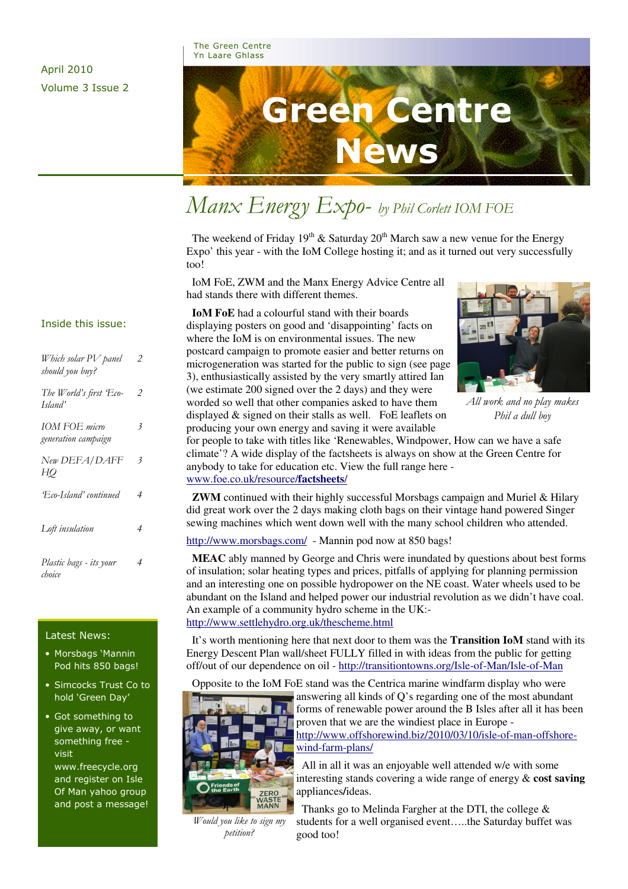April 2010
Volume 3 Issue 2

The Green Centre
Yn Laare Ghlass

# Green Centre News

## Manx Energy Expo- *by Phil Corlett IOM FOE*

The weekend of Friday 19th & Saturday 20th March saw a new venue for the Energy Expo' this year - with the IoM College hosting it; and as it turned out very successfully too!

IoM FoE, ZWM and the Manx Energy Advice Centre all had stands there with different themes.

**IoM FoE** had a colourful stand with their boards displaying posters on good and 'disappointing' facts on where the IoM is on environmental issues. The new postcard campaign to promote easier and better returns on microgeneration was started for the public to sign (see page 3), enthusiastically assisted by the very smartly attired Ian (we estimate 200 signed over the 2 days) and they were worded so well that other companies asked to have them displayed & signed on their stalls as well. FoE leaflets on producing your own energy and saving it were available for people to take with titles like 'Renewables, Windpower, How can we have a safe climate'? A wide display of the factsheets is always on show at the Green Centre for anybody to take for education etc. View the full range here - www.foe.co.uk/resource/**factsheets/**

*All work and no play makes Phil a dull boy*

**ZWM** continued with their highly successful Morsbags campaign and Muriel & Hilary did great work over the 2 days making cloth bags on their vintage hand powered Singer sewing machines which went down well with the many school children who attended.

http://www.morsbags.com/ - Mannin pod now at 850 bags!

**MEAC** ably manned by George and Chris were inundated by questions about best forms of insulation; solar heating types and prices, pitfalls of applying for planning permission and an interesting one on possible hydropower on the NE coast. Water wheels used to be abundant on the Island and helped power our industrial revolution as we didn't have coal. An example of a community hydro scheme in the UK:- http://www.settlehydro.org.uk/thescheme.html

It's worth mentioning here that next door to them was the **Transition IoM** stand with its Energy Descent Plan wall/sheet FULLY filled in with ideas from the public for getting off/out of our dependence on oil - http://transitiontowns.org/Isle-of-Man/Isle-of-Man

Opposite to the IoM FoE stand was the Centrica marine windfarm display who were answering all kinds of Q's regarding one of the most abundant forms of renewable power around the B Isles after all it has been proven that we are the windiest place in Europe - http://www.offshorewind.biz/2010/03/10/isle-of-man-offshore-wind-farm-plans/

*Would you like to sign my petition?*

All in all it was an enjoyable well attended w/e with some interesting stands covering a wide range of energy & **cost saving** appliances/ideas.

Thanks go to Melinda Fargher at the DTI, the college & students for a well organised event…..the Saturday buffet was good too!

### Inside this issue:

| | |
|---|---|
| *Which solar PV panel should you buy?* | 2 |
| *The World's first 'Eco-Island'* | 2 |
| *IOM FOE micro generation campaign* | 3 |
| *New DEFA/DAFF HQ* | 3 |
| *'Eco-Island' continued* | 4 |
| *Loft insulation* | 4 |
| *Plastic bags - its your choice* | 4 |

### Latest News:

- Morsbags 'Mannin Pod hits 850 bags!
- Simcocks Trust Co to hold 'Green Day'
- Got something to give away, or want something free - visit www.freecycle.org and register on Isle Of Man yahoo group and post a message!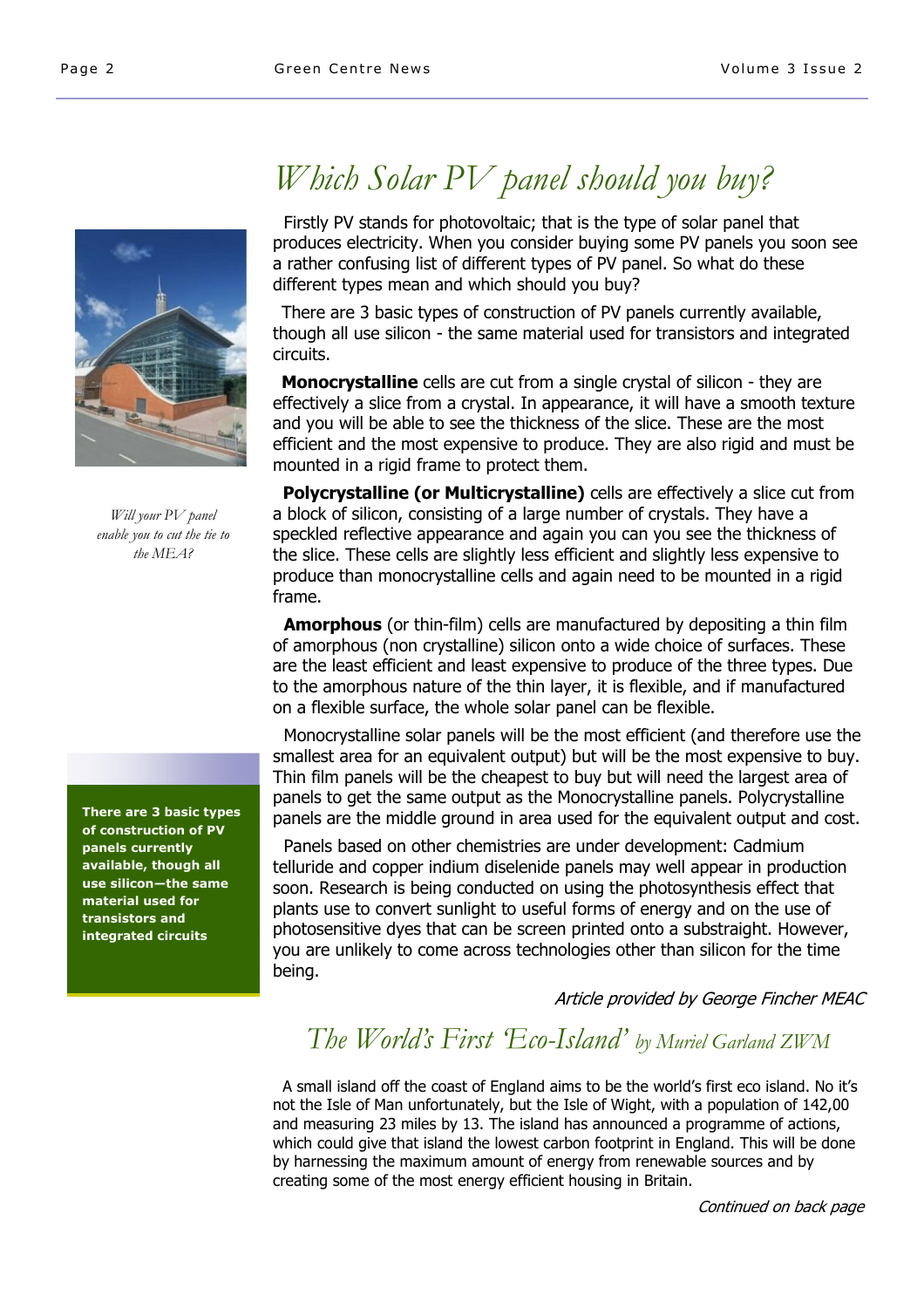# Which Solar PV panel should you buy?

*Will your PV panel enable you to cut the tie to the MEA?*

Firstly PV stands for photovoltaic; that is the type of solar panel that produces electricity. When you consider buying some PV panels you soon see a rather confusing list of different types of PV panel. So what do these different types mean and which should you buy?

There are 3 basic types of construction of PV panels currently available, though all use silicon - the same material used for transistors and integrated circuits.

**Monocrystalline** cells are cut from a single crystal of silicon - they are effectively a slice from a crystal. In appearance, it will have a smooth texture and you will be able to see the thickness of the slice. These are the most efficient and the most expensive to produce. They are also rigid and must be mounted in a rigid frame to protect them.

**Polycrystalline (or Multicrystalline)** cells are effectively a slice cut from a block of silicon, consisting of a large number of crystals. They have a speckled reflective appearance and again you can you see the thickness of the slice. These cells are slightly less efficient and slightly less expensive to produce than monocrystalline cells and again need to be mounted in a rigid frame.

**Amorphous** (or thin-film) cells are manufactured by depositing a thin film of amorphous (non crystalline) silicon onto a wide choice of surfaces. These are the least efficient and least expensive to produce of the three types. Due to the amorphous nature of the thin layer, it is flexible, and if manufactured on a flexible surface, the whole solar panel can be flexible.

> **There are 3 basic types of construction of PV panels currently available, though all use silicon—the same material used for transistors and integrated circuits**

Monocrystalline solar panels will be the most efficient (and therefore use the smallest area for an equivalent output) but will be the most expensive to buy. Thin film panels will be the cheapest to buy but will need the largest area of panels to get the same output as the Monocrystalline panels. Polycrystalline panels are the middle ground in area used for the equivalent output and cost.

Panels based on other chemistries are under development: Cadmium telluride and copper indium diselenide panels may well appear in production soon. Research is being conducted on using the photosynthesis effect that plants use to convert sunlight to useful forms of energy and on the use of photosensitive dyes that can be screen printed onto a substraight. However, you are unlikely to come across technologies other than silicon for the time being.

*Article provided by George Fincher MEAC*

# The World's First 'Eco-Island' *by Muriel Garland ZWM*

A small island off the coast of England aims to be the world's first eco island. No it's not the Isle of Man unfortunately, but the Isle of Wight, with a population of 142,00 and measuring 23 miles by 13. The island has announced a programme of actions, which could give that island the lowest carbon footprint in England. This will be done by harnessing the maximum amount of energy from renewable sources and by creating some of the most energy efficient housing in Britain.

*Continued on back page*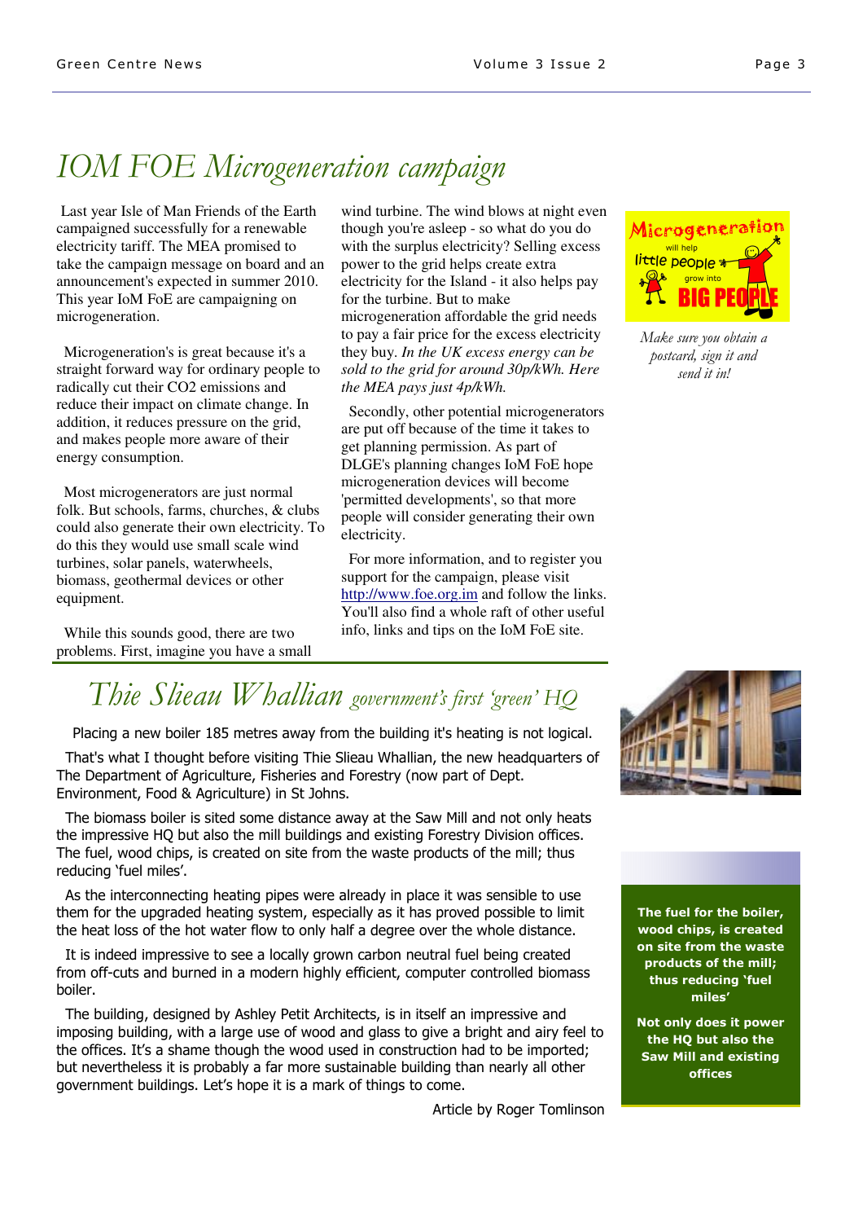# IOM FOE Microgeneration campaign

Last year Isle of Man Friends of the Earth campaigned successfully for a renewable electricity tariff. The MEA promised to take the campaign message on board and an announcement's expected in summer 2010. This year IoM FoE are campaigning on microgeneration.

Microgeneration's is great because it's a straight forward way for ordinary people to radically cut their CO2 emissions and reduce their impact on climate change. In addition, it reduces pressure on the grid, and makes people more aware of their energy consumption.

Most microgenerators are just normal folk. But schools, farms, churches, & clubs could also generate their own electricity. To do this they would use small scale wind turbines, solar panels, waterwheels, biomass, geothermal devices or other equipment.

While this sounds good, there are two problems. First, imagine you have a small wind turbine. The wind blows at night even though you're asleep - so what do you do with the surplus electricity? Selling excess power to the grid helps create extra electricity for the Island - it also helps pay for the turbine. But to make microgeneration affordable the grid needs to pay a fair price for the excess electricity they buy. *In the UK excess energy can be sold to the grid for around 30p/kWh. Here the MEA pays just 4p/kWh.*

Secondly, other potential microgenerators are put off because of the time it takes to get planning permission. As part of DLGE's planning changes IoM FoE hope microgeneration devices will become 'permitted developments', so that more people will consider generating their own electricity.

For more information, and to register you support for the campaign, please visit http://www.foe.org.im and follow the links. You'll also find a whole raft of other useful info, links and tips on the IoM FoE site.

Microgeneration will help little people grow into BIG PEOPLE

*Make sure you obtain a postcard, sign it and send it in!*

# Thie Slieau Whallian *government's first 'green' HQ*

Placing a new boiler 185 metres away from the building it's heating is not logical.

That's what I thought before visiting Thie Slieau Whallian, the new headquarters of The Department of Agriculture, Fisheries and Forestry (now part of Dept. Environment, Food & Agriculture) in St Johns.

The biomass boiler is sited some distance away at the Saw Mill and not only heats the impressive HQ but also the mill buildings and existing Forestry Division offices. The fuel, wood chips, is created on site from the waste products of the mill; thus reducing 'fuel miles'.

As the interconnecting heating pipes were already in place it was sensible to use them for the upgraded heating system, especially as it has proved possible to limit the heat loss of the hot water flow to only half a degree over the whole distance.

It is indeed impressive to see a locally grown carbon neutral fuel being created from off-cuts and burned in a modern highly efficient, computer controlled biomass boiler.

The building, designed by Ashley Petit Architects, is in itself an impressive and imposing building, with a large use of wood and glass to give a bright and airy feel to the offices. It's a shame though the wood used in construction had to be imported; but nevertheless it is probably a far more sustainable building than nearly all other government buildings. Let's hope it is a mark of things to come.

Article by Roger Tomlinson

**The fuel for the boiler, wood chips, is created on site from the waste products of the mill; thus reducing 'fuel miles'**

**Not only does it power the HQ but also the Saw Mill and existing offices**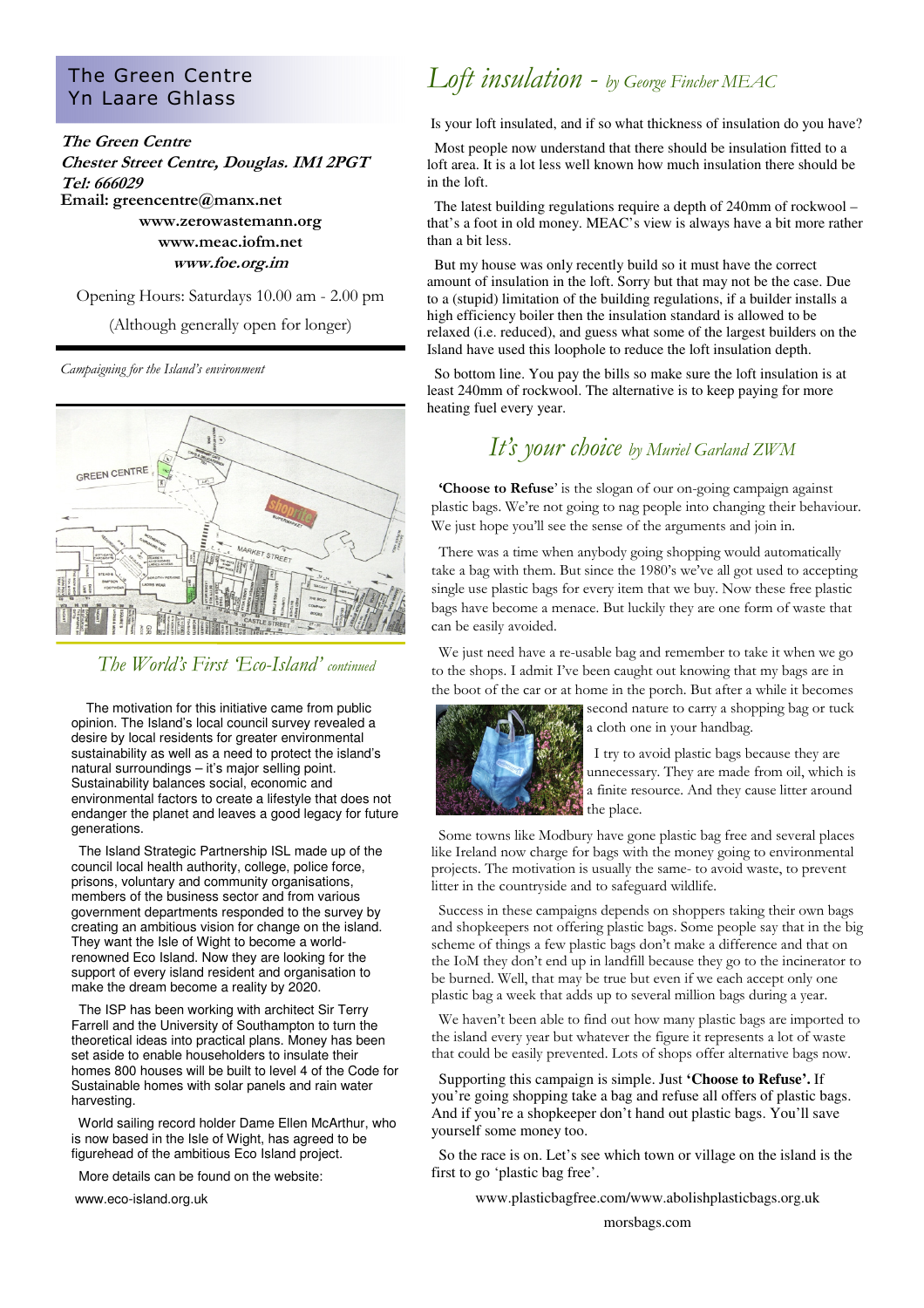## The Green Centre
## Yn Laare Ghlass

***The Green Centre***
***Chester Street Centre, Douglas. IM1 2PGT***
***Tel: 666029***
**Email: greencentre@manx.net**
**www.zerowastemann.org**
**www.meac.iofm.net**
***www.foe.org.im***

Opening Hours: Saturdays 10.00 am - 2.00 pm

(Although generally open for longer)

*Campaigning for the Island's environment*

## *The World's First 'Eco-Island' continued*

The motivation for this initiative came from public opinion. The Island's local council survey revealed a desire by local residents for greater environmental sustainability as well as a need to protect the island's natural surroundings – it's major selling point. Sustainability balances social, economic and environmental factors to create a lifestyle that does not endanger the planet and leaves a good legacy for future generations.

The Island Strategic Partnership ISL made up of the council local health authority, college, police force, prisons, voluntary and community organisations, members of the business sector and from various government departments responded to the survey by creating an ambitious vision for change on the island. They want the Isle of Wight to become a world-renowned Eco Island. Now they are looking for the support of every island resident and organisation to make the dream become a reality by 2020.

The ISP has been working with architect Sir Terry Farrell and the University of Southampton to turn the theoretical ideas into practical plans. Money has been set aside to enable householders to insulate their homes 800 houses will be built to level 4 of the Code for Sustainable homes with solar panels and rain water harvesting.

World sailing record holder Dame Ellen McArthur, who is now based in the Isle of Wight, has agreed to be figurehead of the ambitious Eco Island project.

More details can be found on the website:

www.eco-island.org.uk

# *Loft insulation - by George Fincher MEAC*

Is your loft insulated, and if so what thickness of insulation do you have?

Most people now understand that there should be insulation fitted to a loft area. It is a lot less well known how much insulation there should be in the loft.

The latest building regulations require a depth of 240mm of rockwool – that's a foot in old money. MEAC's view is always have a bit more rather than a bit less.

But my house was only recently build so it must have the correct amount of insulation in the loft. Sorry but that may not be the case. Due to a (stupid) limitation of the building regulations, if a builder installs a high efficiency boiler then the insulation standard is allowed to be relaxed (i.e. reduced), and guess what some of the largest builders on the Island have used this loophole to reduce the loft insulation depth.

So bottom line. You pay the bills so make sure the loft insulation is at least 240mm of rockwool. The alternative is to keep paying for more heating fuel every year.

## *It's your choice by Muriel Garland ZWM*

'**Choose to Refuse**' is the slogan of our on-going campaign against plastic bags. We're not going to nag people into changing their behaviour. We just hope you'll see the sense of the arguments and join in.

There was a time when anybody going shopping would automatically take a bag with them. But since the 1980's we've all got used to accepting single use plastic bags for every item that we buy. Now these free plastic bags have become a menace. But luckily they are one form of waste that can be easily avoided.

We just need have a re-usable bag and remember to take it when we go to the shops. I admit I've been caught out knowing that my bags are in the boot of the car or at home in the porch. But after a while it becomes second nature to carry a shopping bag or tuck a cloth one in your handbag.

I try to avoid plastic bags because they are unnecessary. They are made from oil, which is a finite resource. And they cause litter around the place.

Some towns like Modbury have gone plastic bag free and several places like Ireland now charge for bags with the money going to environmental projects. The motivation is usually the same- to avoid waste, to prevent litter in the countryside and to safeguard wildlife.

Success in these campaigns depends on shoppers taking their own bags and shopkeepers not offering plastic bags. Some people say that in the big scheme of things a few plastic bags don't make a difference and that on the IoM they don't end up in landfill because they go to the incinerator to be burned. Well, that may be true but even if we each accept only one plastic bag a week that adds up to several million bags during a year.

We haven't been able to find out how many plastic bags are imported to the island every year but whatever the figure it represents a lot of waste that could be easily prevented. Lots of shops offer alternative bags now.

Supporting this campaign is simple. Just **'Choose to Refuse'.** If you're going shopping take a bag and refuse all offers of plastic bags. And if you're a shopkeeper don't hand out plastic bags. You'll save yourself some money too.

So the race is on. Let's see which town or village on the island is the first to go 'plastic bag free'.

www.plasticbagfree.com/www.abolishplasticbags.org.uk

morsbags.com